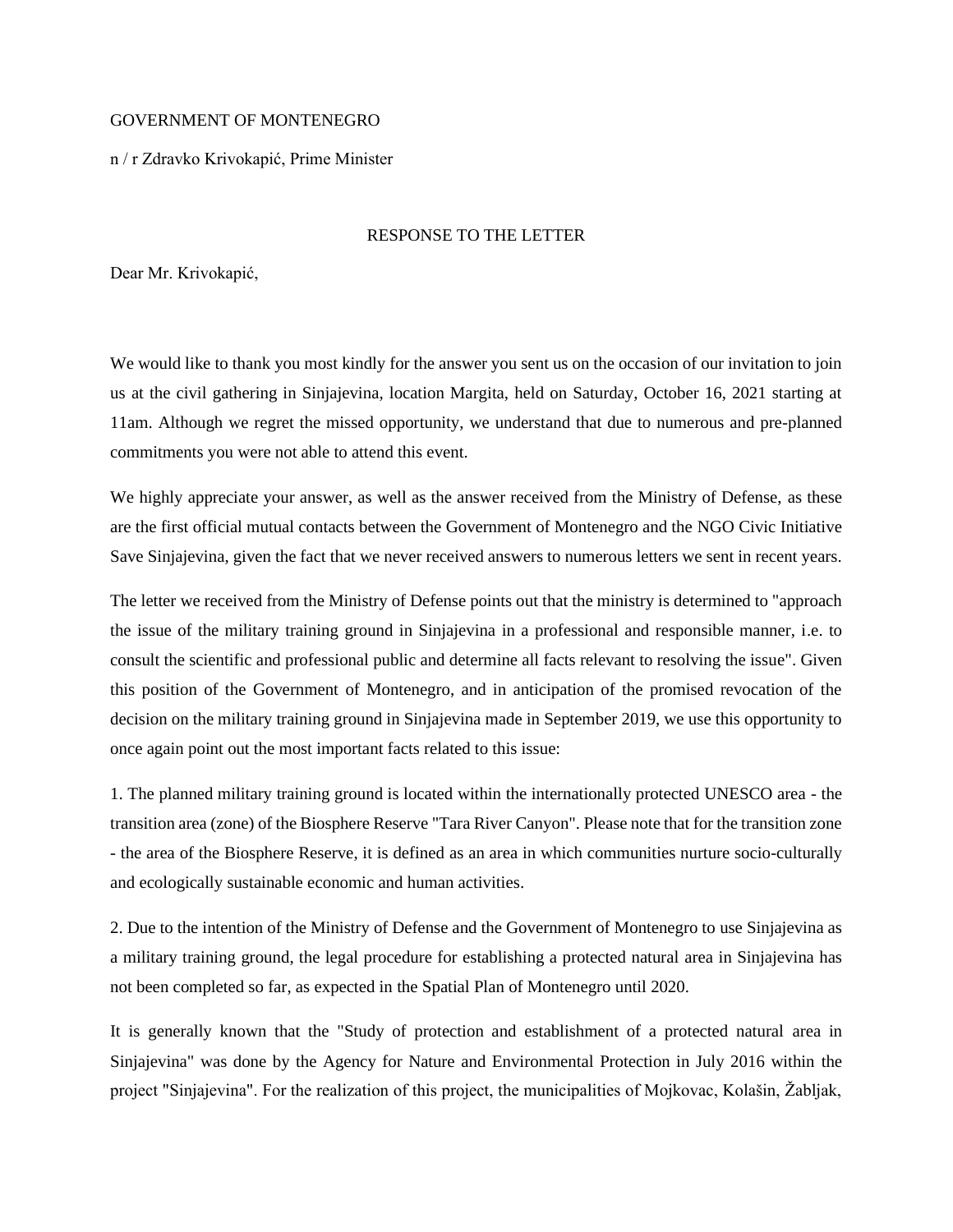GOVERNMENT OF MONTENEGRO

n / r Zdravko Krivokapić, Prime Minister

RESPONSE TO THE LETTER

Dear Mr. Krivokapić,

We would like to thank you most kindly for the answer you sent us on the occasion of our invitation to join us at the civil gathering in Sinjajevina, location Margita, held on Saturday, October 16, 2021 starting at 11am. Although we regret the missed opportunity, we understand that due to numerous and pre-planned commitments you were not able to attend this event.

We highly appreciate your answer, as well as the answer received from the Ministry of Defense, as these are the first official mutual contacts between the Government of Montenegro and the NGO Civic Initiative Save Sinjajevina, given the fact that we never received answers to numerous letters we sent in recent years.

The letter we received from the Ministry of Defense points out that the ministry is determined to "approach the issue of the military training ground in Sinjajevina in a professional and responsible manner, i.e. to consult the scientific and professional public and determine all facts relevant to resolving the issue". Given this position of the Government of Montenegro, and in anticipation of the promised revocation of the decision on the military training ground in Sinjajevina made in September 2019, we use this opportunity to once again point out the most important facts related to this issue:

1. The planned military training ground is located within the internationally protected UNESCO area - the transition area (zone) of the Biosphere Reserve "Tara River Canyon". Please note that for the transition zone - the area of the Biosphere Reserve, it is defined as an area in which communities nurture socio-culturally and ecologically sustainable economic and human activities.

2. Due to the intention of the Ministry of Defense and the Government of Montenegro to use Sinjajevina as a military training ground, the legal procedure for establishing a protected natural area in Sinjajevina has not been completed so far, as expected in the Spatial Plan of Montenegro until 2020.

It is generally known that the "Study of protection and establishment of a protected natural area in Sinjajevina" was done by the Agency for Nature and Environmental Protection in July 2016 within the project "Sinjajevina". For the realization of this project, the municipalities of Mojkovac, Kolašin, Žabljak,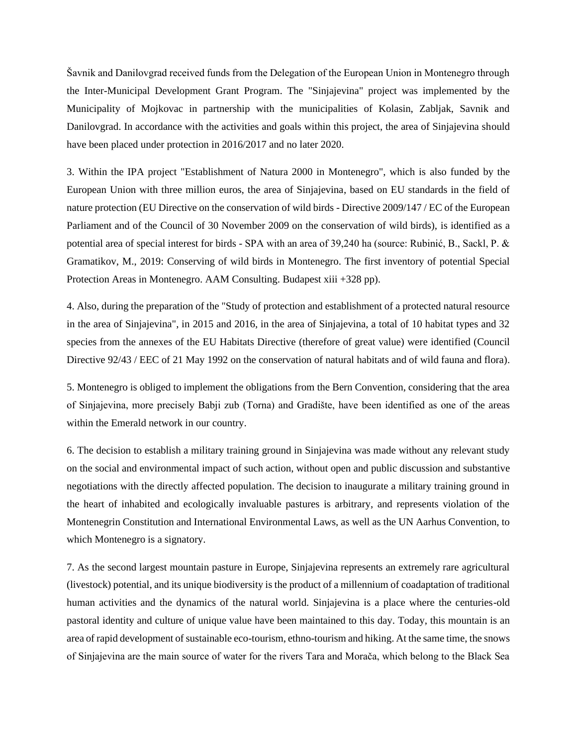Šavnik and Danilovgrad received funds from the Delegation of the European Union in Montenegro through the Inter-Municipal Development Grant Program. The "Sinjajevina" project was implemented by the Municipality of Mojkovac in partnership with the municipalities of Kolasin, Zabljak, Savnik and Danilovgrad. In accordance with the activities and goals within this project, the area of Sinjajevina should have been placed under protection in 2016/2017 and no later 2020.

3. Within the IPA project "Establishment of Natura 2000 in Montenegro", which is also funded by the European Union with three million euros, the area of Sinjajevina, based on EU standards in the field of nature protection (EU Directive on the conservation of wild birds - Directive 2009/147 / EC of the European Parliament and of the Council of 30 November 2009 on the conservation of wild birds), is identified as a potential area of special interest for birds - SPA with an area of 39,240 ha (source: Rubinić, B., Sackl, P. & Gramatikov, M., 2019: Conserving of wild birds in Montenegro. The first inventory of potential Special Protection Areas in Montenegro. AAM Consulting. Budapest xiii +328 pp).

4. Also, during the preparation of the "Study of protection and establishment of a protected natural resource in the area of Sinjajevina", in 2015 and 2016, in the area of Sinjajevina, a total of 10 habitat types and 32 species from the annexes of the EU Habitats Directive (therefore of great value) were identified (Council Directive 92/43 / EEC of 21 May 1992 on the conservation of natural habitats and of wild fauna and flora).

5. Montenegro is obliged to implement the obligations from the Bern Convention, considering that the area of Sinjajevina, more precisely Babji zub (Torna) and Gradište, have been identified as one of the areas within the Emerald network in our country.

6. The decision to establish a military training ground in Sinjajevina was made without any relevant study on the social and environmental impact of such action, without open and public discussion and substantive negotiations with the directly affected population. The decision to inaugurate a military training ground in the heart of inhabited and ecologically invaluable pastures is arbitrary, and represents violation of the Montenegrin Constitution and International Environmental Laws, as well as the UN Aarhus Convention, to which Montenegro is a signatory.

7. As the second largest mountain pasture in Europe, Sinjajevina represents an extremely rare agricultural (livestock) potential, and its unique biodiversity is the product of a millennium of coadaptation of traditional human activities and the dynamics of the natural world. Sinjajevina is a place where the centuries-old pastoral identity and culture of unique value have been maintained to this day. Today, this mountain is an area of rapid development of sustainable eco-tourism, ethno-tourism and hiking. At the same time, the snows of Sinjajevina are the main source of water for the rivers Tara and Morača, which belong to the Black Sea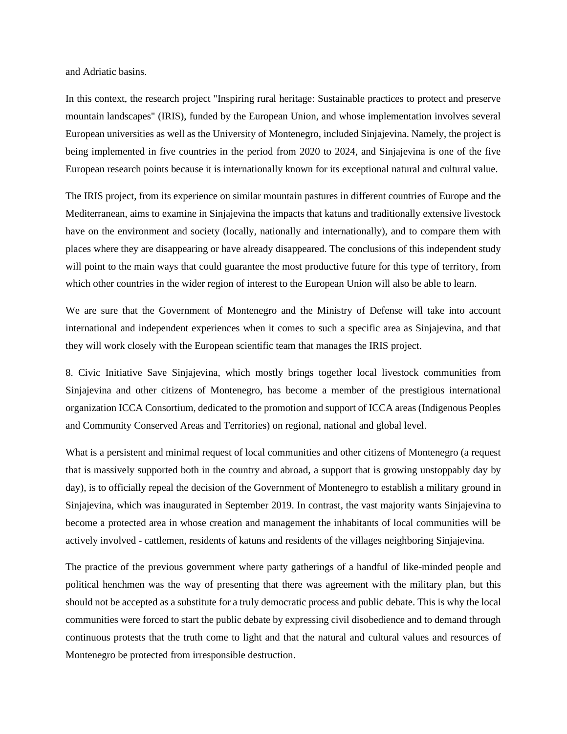and Adriatic basins.

In this context, the research project "Inspiring rural heritage: Sustainable practices to protect and preserve mountain landscapes" (IRIS), funded by the European Union, and whose implementation involves several European universities as well as the University of Montenegro, included Sinjajevina. Namely, the project is being implemented in five countries in the period from 2020 to 2024, and Sinjajevina is one of the five European research points because it is internationally known for its exceptional natural and cultural value.

The IRIS project, from its experience on similar mountain pastures in different countries of Europe and the Mediterranean, aims to examine in Sinjajevina the impacts that katuns and traditionally extensive livestock have on the environment and society (locally, nationally and internationally), and to compare them with places where they are disappearing or have already disappeared. The conclusions of this independent study will point to the main ways that could guarantee the most productive future for this type of territory, from which other countries in the wider region of interest to the European Union will also be able to learn.

We are sure that the Government of Montenegro and the Ministry of Defense will take into account international and independent experiences when it comes to such a specific area as Sinjajevina, and that they will work closely with the European scientific team that manages the IRIS project.

8. Civic Initiative Save Sinjajevina, which mostly brings together local livestock communities from Sinjajevina and other citizens of Montenegro, has become a member of the prestigious international organization ICCA Consortium, dedicated to the promotion and support of ICCA areas (Indigenous Peoples and Community Conserved Areas and Territories) on regional, national and global level.

What is a persistent and minimal request of local communities and other citizens of Montenegro (a request that is massively supported both in the country and abroad, a support that is growing unstoppably day by day), is to officially repeal the decision of the Government of Montenegro to establish a military ground in Sinjajevina, which was inaugurated in September 2019. In contrast, the vast majority wants Sinjajevina to become a protected area in whose creation and management the inhabitants of local communities will be actively involved - cattlemen, residents of katuns and residents of the villages neighboring Sinjajevina.

The practice of the previous government where party gatherings of a handful of like-minded people and political henchmen was the way of presenting that there was agreement with the military plan, but this should not be accepted as a substitute for a truly democratic process and public debate. This is why the local communities were forced to start the public debate by expressing civil disobedience and to demand through continuous protests that the truth come to light and that the natural and cultural values and resources of Montenegro be protected from irresponsible destruction.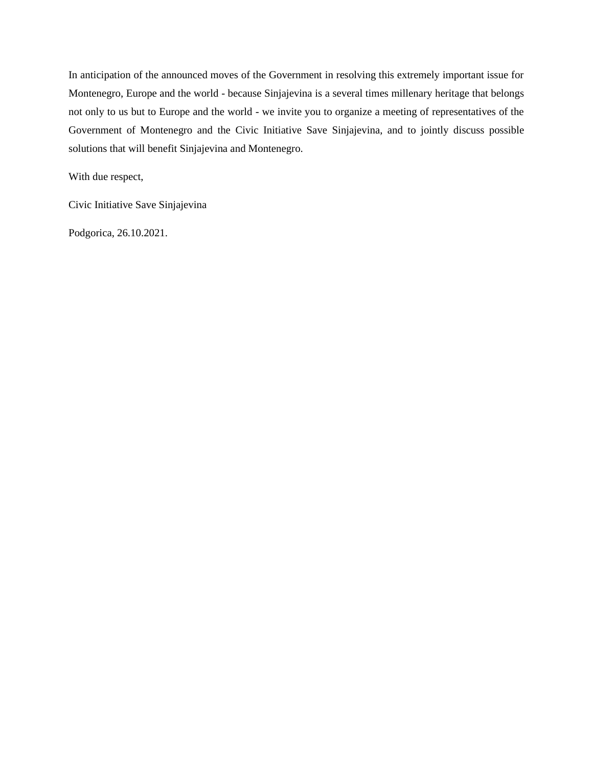In anticipation of the announced moves of the Government in resolving this extremely important issue for Montenegro, Europe and the world - because Sinjajevina is a several times millenary heritage that belongs not only to us but to Europe and the world - we invite you to organize a meeting of representatives of the Government of Montenegro and the Civic Initiative Save Sinjajevina, and to jointly discuss possible solutions that will benefit Sinjajevina and Montenegro.

With due respect,

Civic Initiative Save Sinjajevina

Podgorica, 26.10.2021.